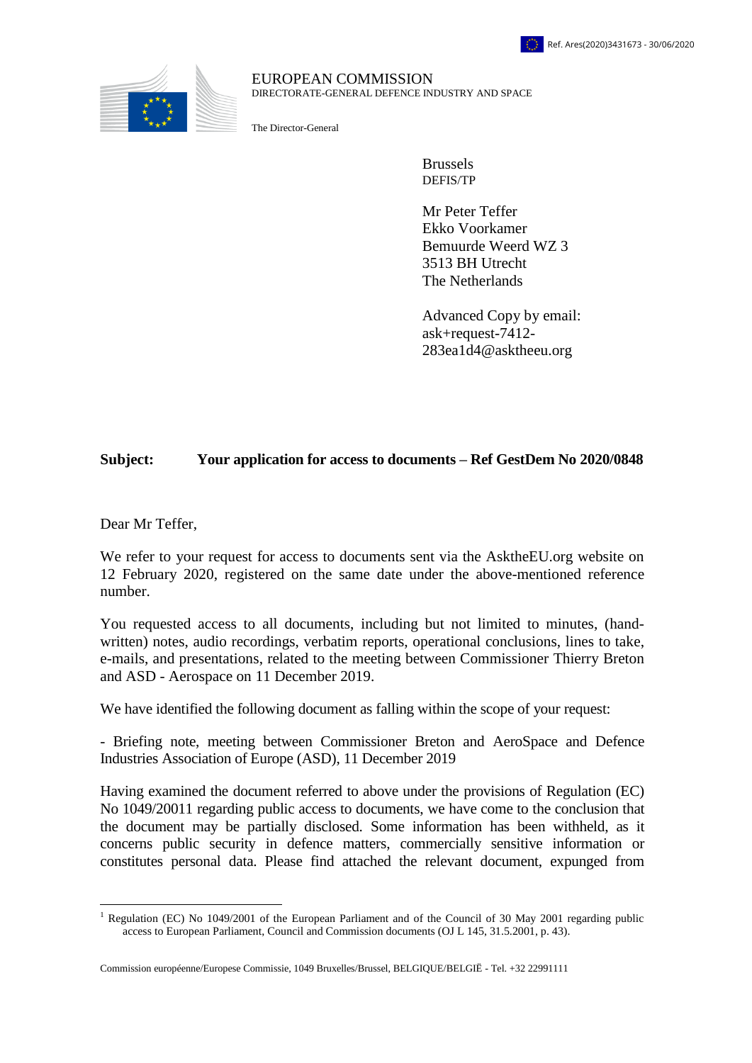Ref. Ares(2020)3431673 - 30/06/2020

EUROPEAN COMMISSION
DIRECTORATE-GENERAL DEFENCE INDUSTRY AND SPACE

The Director-General

Brussels
DEFIS/TP

Mr Peter Teffer
Ekko Voorkamer
Bemuurde Weerd WZ 3
3513 BH Utrecht
The Netherlands

Advanced Copy by email:
ask+request-7412-283ea1d4@asktheeu.org

**Subject: Your application for access to documents – Ref GestDem No 2020/0848**

Dear Mr Teffer,

We refer to your request for access to documents sent via the AsktheEU.org website on 12 February 2020, registered on the same date under the above-mentioned reference number.

You requested access to all documents, including but not limited to minutes, (hand-written) notes, audio recordings, verbatim reports, operational conclusions, lines to take, e-mails, and presentations, related to the meeting between Commissioner Thierry Breton and ASD - Aerospace on 11 December 2019.

We have identified the following document as falling within the scope of your request:

- Briefing note, meeting between Commissioner Breton and AeroSpace and Defence Industries Association of Europe (ASD), 11 December 2019

Having examined the document referred to above under the provisions of Regulation (EC) No 1049/2001[1] regarding public access to documents, we have come to the conclusion that the document may be partially disclosed. Some information has been withheld, as it concerns public security in defence matters, commercially sensitive information or constitutes personal data. Please find attached the relevant document, expunged from

[1] Regulation (EC) No 1049/2001 of the European Parliament and of the Council of 30 May 2001 regarding public access to European Parliament, Council and Commission documents (OJ L 145, 31.5.2001, p. 43).

Commission européenne/Europese Commissie, 1049 Bruxelles/Brussel, BELGIQUE/BELGIË - Tel. +32 22991111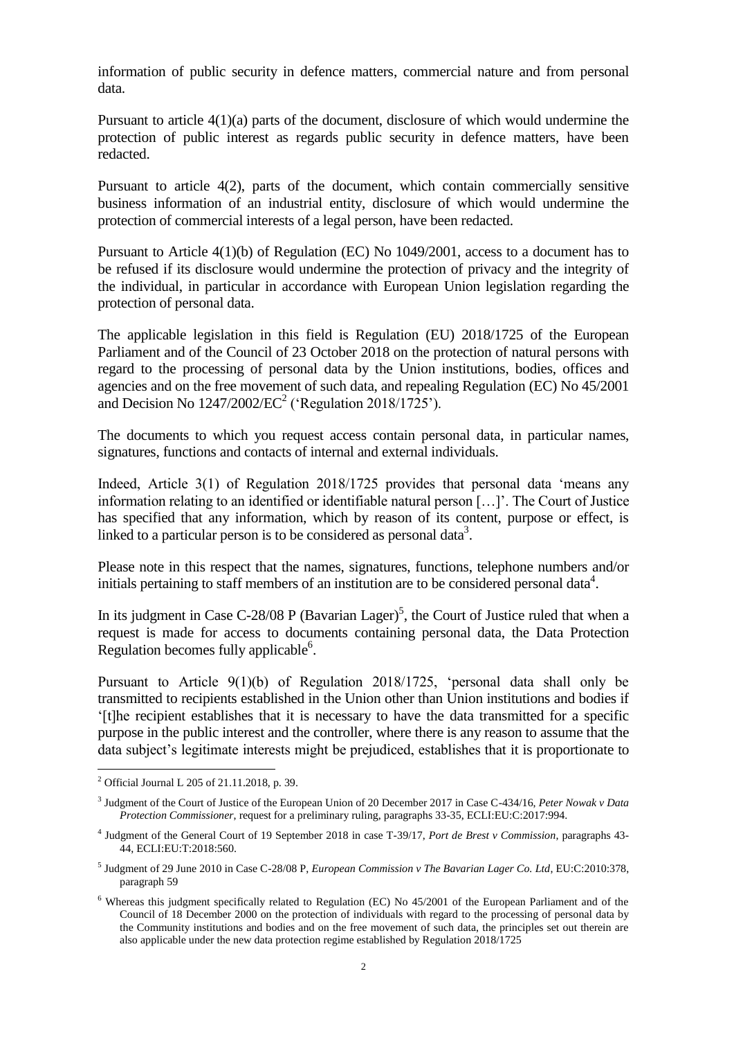information of public security in defence matters, commercial nature and from personal data.

Pursuant to article 4(1)(a) parts of the document, disclosure of which would undermine the protection of public interest as regards public security in defence matters, have been redacted.

Pursuant to article 4(2), parts of the document, which contain commercially sensitive business information of an industrial entity, disclosure of which would undermine the protection of commercial interests of a legal person, have been redacted.

Pursuant to Article 4(1)(b) of Regulation (EC) No 1049/2001, access to a document has to be refused if its disclosure would undermine the protection of privacy and the integrity of the individual, in particular in accordance with European Union legislation regarding the protection of personal data.

The applicable legislation in this field is Regulation (EU) 2018/1725 of the European Parliament and of the Council of 23 October 2018 on the protection of natural persons with regard to the processing of personal data by the Union institutions, bodies, offices and agencies and on the free movement of such data, and repealing Regulation (EC) No 45/2001 and Decision No 1247/2002/EC[2] ('Regulation 2018/1725').

The documents to which you request access contain personal data, in particular names, signatures, functions and contacts of internal and external individuals.

Indeed, Article 3(1) of Regulation 2018/1725 provides that personal data 'means any information relating to an identified or identifiable natural person […]'. The Court of Justice has specified that any information, which by reason of its content, purpose or effect, is linked to a particular person is to be considered as personal data[3].

Please note in this respect that the names, signatures, functions, telephone numbers and/or initials pertaining to staff members of an institution are to be considered personal data[4].

In its judgment in Case C-28/08 P (Bavarian Lager)[5], the Court of Justice ruled that when a request is made for access to documents containing personal data, the Data Protection Regulation becomes fully applicable[6].

Pursuant to Article 9(1)(b) of Regulation 2018/1725, 'personal data shall only be transmitted to recipients established in the Union other than Union institutions and bodies if '[t]he recipient establishes that it is necessary to have the data transmitted for a specific purpose in the public interest and the controller, where there is any reason to assume that the data subject's legitimate interests might be prejudiced, establishes that it is proportionate to

---

[2] Official Journal L 205 of 21.11.2018, p. 39.

[3] Judgment of the Court of Justice of the European Union of 20 December 2017 in Case C-434/16, *Peter Nowak v Data Protection Commissioner*, request for a preliminary ruling, paragraphs 33-35, ECLI:EU:C:2017:994.

[4] Judgment of the General Court of 19 September 2018 in case T-39/17, *Port de Brest v Commission*, paragraphs 43-44, ECLI:EU:T:2018:560.

[5] Judgment of 29 June 2010 in Case C-28/08 P, *European Commission v The Bavarian Lager Co. Ltd*, EU:C:2010:378, paragraph 59

[6] Whereas this judgment specifically related to Regulation (EC) No 45/2001 of the European Parliament and of the Council of 18 December 2000 on the protection of individuals with regard to the processing of personal data by the Community institutions and bodies and on the free movement of such data, the principles set out therein are also applicable under the new data protection regime established by Regulation 2018/1725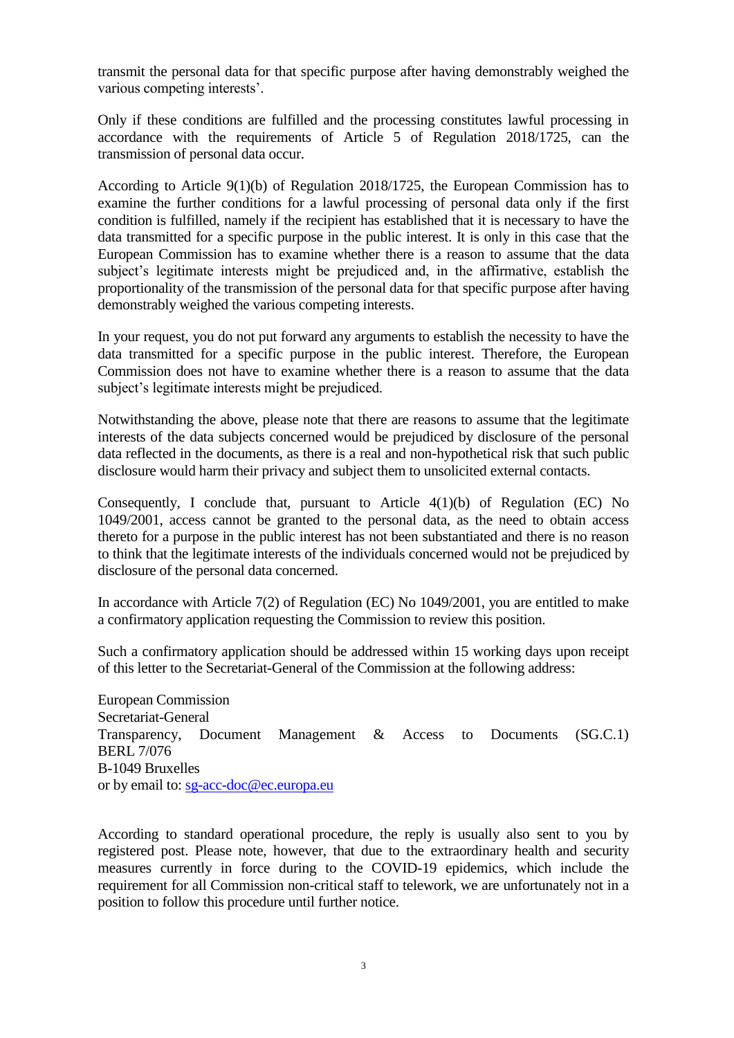transmit the personal data for that specific purpose after having demonstrably weighed the various competing interests'.

Only if these conditions are fulfilled and the processing constitutes lawful processing in accordance with the requirements of Article 5 of Regulation 2018/1725, can the transmission of personal data occur.

According to Article 9(1)(b) of Regulation 2018/1725, the European Commission has to examine the further conditions for a lawful processing of personal data only if the first condition is fulfilled, namely if the recipient has established that it is necessary to have the data transmitted for a specific purpose in the public interest. It is only in this case that the European Commission has to examine whether there is a reason to assume that the data subject's legitimate interests might be prejudiced and, in the affirmative, establish the proportionality of the transmission of the personal data for that specific purpose after having demonstrably weighed the various competing interests.

In your request, you do not put forward any arguments to establish the necessity to have the data transmitted for a specific purpose in the public interest. Therefore, the European Commission does not have to examine whether there is a reason to assume that the data subject's legitimate interests might be prejudiced.

Notwithstanding the above, please note that there are reasons to assume that the legitimate interests of the data subjects concerned would be prejudiced by disclosure of the personal data reflected in the documents, as there is a real and non-hypothetical risk that such public disclosure would harm their privacy and subject them to unsolicited external contacts.

Consequently, I conclude that, pursuant to Article 4(1)(b) of Regulation (EC) No 1049/2001, access cannot be granted to the personal data, as the need to obtain access thereto for a purpose in the public interest has not been substantiated and there is no reason to think that the legitimate interests of the individuals concerned would not be prejudiced by disclosure of the personal data concerned.

In accordance with Article 7(2) of Regulation (EC) No 1049/2001, you are entitled to make a confirmatory application requesting the Commission to review this position.

Such a confirmatory application should be addressed within 15 working days upon receipt of this letter to the Secretariat-General of the Commission at the following address:

European Commission
Secretariat-General
Transparency, Document Management & Access to Documents (SG.C.1)
BERL 7/076
B-1049 Bruxelles
or by email to: sg-acc-doc@ec.europa.eu

According to standard operational procedure, the reply is usually also sent to you by registered post. Please note, however, that due to the extraordinary health and security measures currently in force during to the COVID-19 epidemics, which include the requirement for all Commission non-critical staff to telework, we are unfortunately not in a position to follow this procedure until further notice.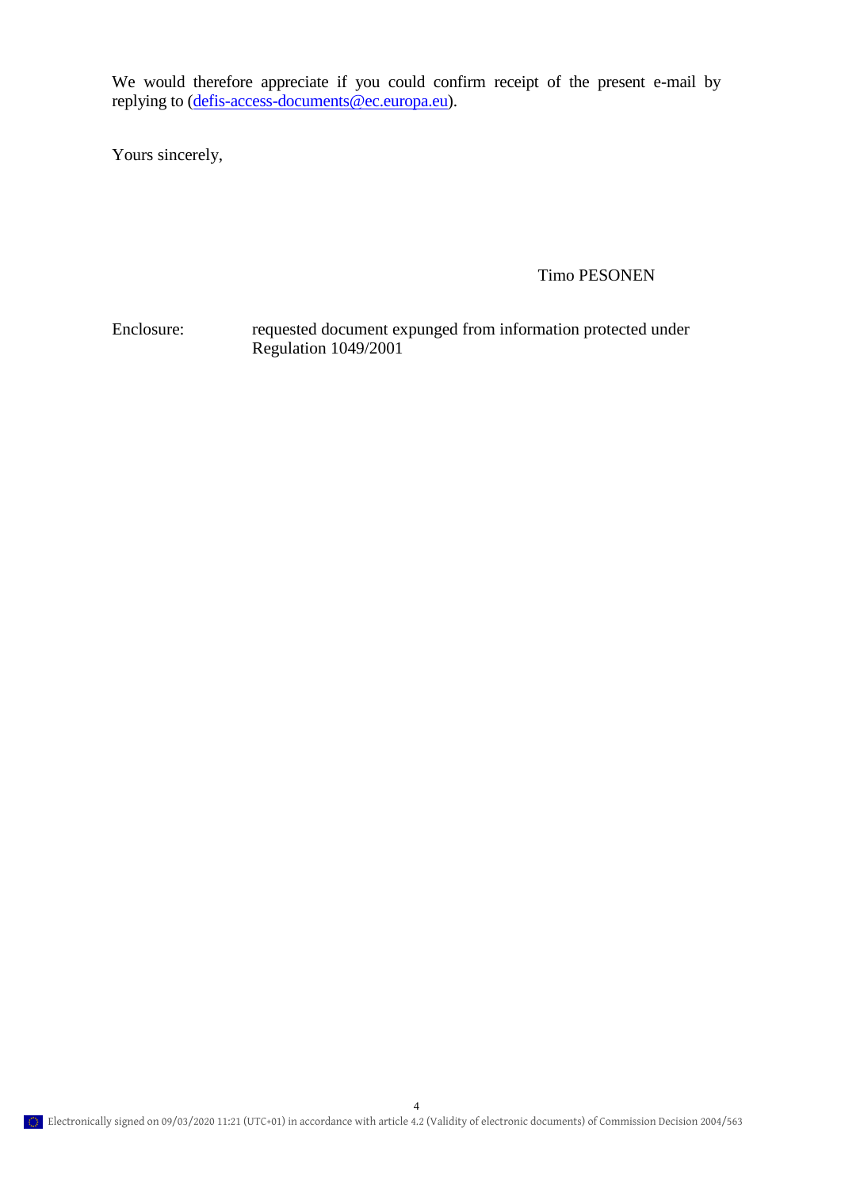We would therefore appreciate if you could confirm receipt of the present e-mail by replying to (defis-access-documents@ec.europa.eu).

Yours sincerely,

Timo PESONEN

Enclosure: requested document expunged from information protected under Regulation 1049/2001

Electronically signed on 09/03/2020 11:21 (UTC+01) in accordance with article 4.2 (Validity of electronic documents) of Commission Decision 2004/563